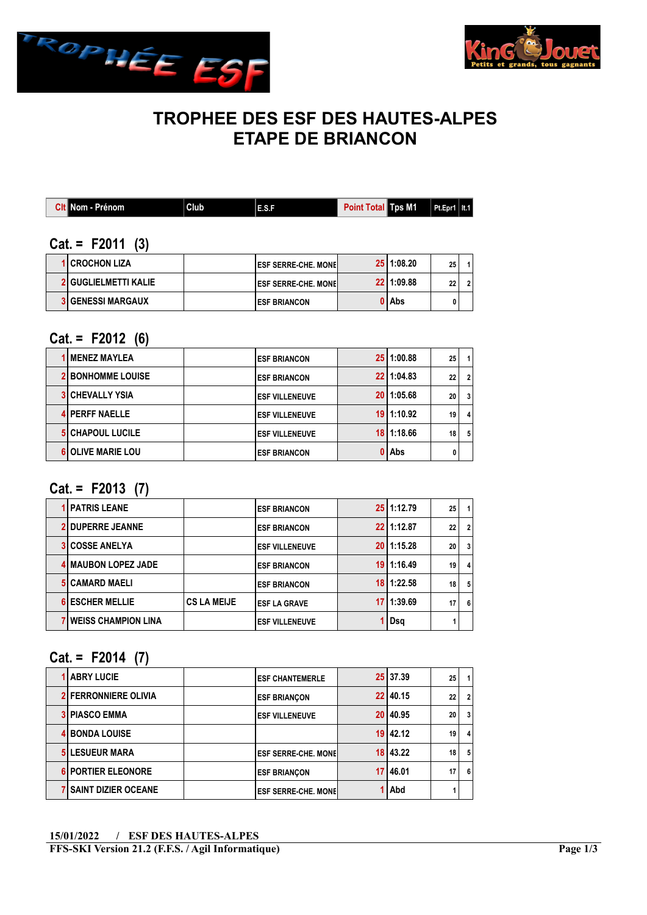# TROPHEE DES ESF DES HAUTES-ALPES
# ETAPE DE BRIANCON

| Clt | Nom - Prénom | Club | E.S.F | Point Total | Tps M1 | Pt.Epr1 | It.1 |
|---|---|---|---|---|---|---|---|

## Cat. = F2011 (3)

| Clt | Nom - Prénom | Club | E.S.F | Point Total | Tps M1 | Pt.Epr1 | It.1 |
|---|---|---|---|---|---|---|---|
| 1 | CROCHON LIZA | | ESF SERRE-CHE. MONE | 25 | 1:08.20 | 25 | 1 |
| 2 | GUGLIELMETTI KALIE | | ESF SERRE-CHE. MONE | 22 | 1:09.88 | 22 | 2 |
| 3 | GENESSI MARGAUX | | ESF BRIANCON | 0 | Abs | 0 | |

## Cat. = F2012 (6)

| Clt | Nom - Prénom | Club | E.S.F | Point Total | Tps M1 | Pt.Epr1 | It.1 |
|---|---|---|---|---|---|---|---|
| 1 | MENEZ MAYLEA | | ESF BRIANCON | 25 | 1:00.88 | 25 | 1 |
| 2 | BONHOMME LOUISE | | ESF BRIANCON | 22 | 1:04.83 | 22 | 2 |
| 3 | CHEVALLY YSIA | | ESF VILLENEUVE | 20 | 1:05.68 | 20 | 3 |
| 4 | PERFF NAELLE | | ESF VILLENEUVE | 19 | 1:10.92 | 19 | 4 |
| 5 | CHAPOUL LUCILE | | ESF VILLENEUVE | 18 | 1:18.66 | 18 | 5 |
| 6 | OLIVE MARIE LOU | | ESF BRIANCON | 0 | Abs | 0 | |

## Cat. = F2013 (7)

| Clt | Nom - Prénom | Club | E.S.F | Point Total | Tps M1 | Pt.Epr1 | It.1 |
|---|---|---|---|---|---|---|---|
| 1 | PATRIS LEANE | | ESF BRIANCON | 25 | 1:12.79 | 25 | 1 |
| 2 | DUPERRE JEANNE | | ESF BRIANCON | 22 | 1:12.87 | 22 | 2 |
| 3 | COSSE ANELYA | | ESF VILLENEUVE | 20 | 1:15.28 | 20 | 3 |
| 4 | MAUBON LOPEZ JADE | | ESF BRIANCON | 19 | 1:16.49 | 19 | 4 |
| 5 | CAMARD MAELI | | ESF BRIANCON | 18 | 1:22.58 | 18 | 5 |
| 6 | ESCHER MELLIE | CS LA MEIJE | ESF LA GRAVE | 17 | 1:39.69 | 17 | 6 |
| 7 | WEISS CHAMPION LINA | | ESF VILLENEUVE | 1 | Dsq | 1 | |

## Cat. = F2014 (7)

| Clt | Nom - Prénom | Club | E.S.F | Point Total | Tps M1 | Pt.Epr1 | It.1 |
|---|---|---|---|---|---|---|---|
| 1 | ABRY LUCIE | | ESF CHANTEMERLE | 25 | 37.39 | 25 | 1 |
| 2 | FERRONNIERE OLIVIA | | ESF BRIANÇON | 22 | 40.15 | 22 | 2 |
| 3 | PIASCO EMMA | | ESF VILLENEUVE | 20 | 40.95 | 20 | 3 |
| 4 | BONDA LOUISE | | | 19 | 42.12 | 19 | 4 |
| 5 | LESUEUR MARA | | ESF SERRE-CHE. MONE | 18 | 43.22 | 18 | 5 |
| 6 | PORTIER ELEONORE | | ESF BRIANÇON | 17 | 46.01 | 17 | 6 |
| 7 | SAINT DIZIER OCEANE | | ESF SERRE-CHE. MONE | 1 | Abd | 1 | |

**15/01/2022 / ESF DES HAUTES-ALPES**

**FFS-SKI Version 21.2 (F.F.S. / Agil Informatique)**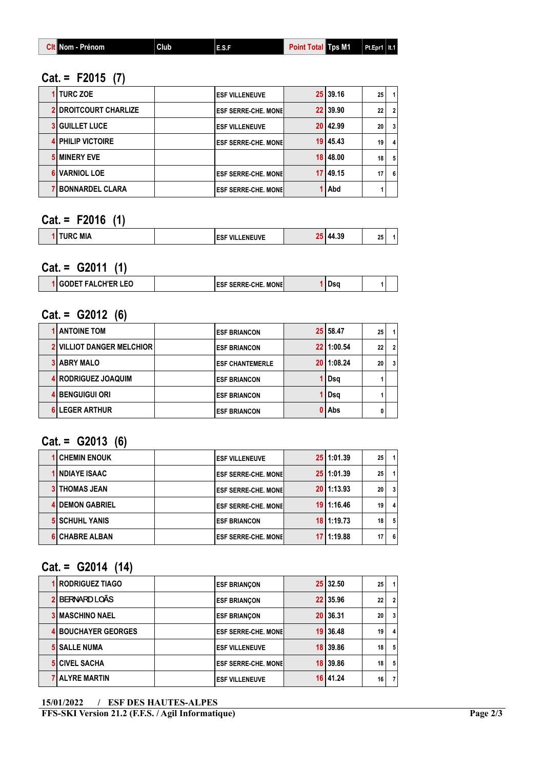| Clt | Nom - Prénom | Club | E.S.F | Point Total | Tps M1 | Pt.Epr1 | It.1 |
|---|---|---|---|---|---|---|---|

## Cat. = F2015 (7)

| Clt | Nom - Prénom | Club | E.S.F | Point Total | Tps M1 | Pt.Epr1 | It.1 |
|---|---|---|---|---|---|---|---|
| 1 | TURC ZOE | | ESF VILLENEUVE | 25 | 39.16 | 25 | 1 |
| 2 | DROITCOURT CHARLIZE | | ESF SERRE-CHE. MONE | 22 | 39.90 | 22 | 2 |
| 3 | GUILLET LUCE | | ESF VILLENEUVE | 20 | 42.99 | 20 | 3 |
| 4 | PHILIP VICTOIRE | | ESF SERRE-CHE. MONE | 19 | 45.43 | 19 | 4 |
| 5 | MINERY EVE | | | 18 | 48.00 | 18 | 5 |
| 6 | VARNIOL LOE | | ESF SERRE-CHE. MONE | 17 | 49.15 | 17 | 6 |
| 7 | BONNARDEL CLARA | | ESF SERRE-CHE. MONE | 1 | Abd | 1 | |

## Cat. = F2016 (1)

| Clt | Nom - Prénom | Club | E.S.F | Point Total | Tps M1 | Pt.Epr1 | It.1 |
|---|---|---|---|---|---|---|---|
| 1 | TURC MIA | | ESF VILLENEUVE | 25 | 44.39 | 25 | 1 |

## Cat. = G2011 (1)

| Clt | Nom - Prénom | Club | E.S.F | Point Total | Tps M1 | Pt.Epr1 | It.1 |
|---|---|---|---|---|---|---|---|
| 1 | GODET FALCH'ER LEO | | ESF SERRE-CHE. MONE | 1 | Dsq | 1 | |

## Cat. = G2012 (6)

| Clt | Nom - Prénom | Club | E.S.F | Point Total | Tps M1 | Pt.Epr1 | It.1 |
|---|---|---|---|---|---|---|---|
| 1 | ANTOINE TOM | | ESF BRIANCON | 25 | 58.47 | 25 | 1 |
| 2 | VILLIOT DANGER MELCHIOR | | ESF BRIANCON | 22 | 1:00.54 | 22 | 2 |
| 3 | ABRY MALO | | ESF CHANTEMERLE | 20 | 1:08.24 | 20 | 3 |
| 4 | RODRIGUEZ JOAQUIM | | ESF BRIANCON | 1 | Dsq | 1 | |
| 4 | BENGUIGUI ORI | | ESF BRIANCON | 1 | Dsq | 1 | |
| 6 | LEGER ARTHUR | | ESF BRIANCON | 0 | Abs | 0 | |

## Cat. = G2013 (6)

| Clt | Nom - Prénom | Club | E.S.F | Point Total | Tps M1 | Pt.Epr1 | It.1 |
|---|---|---|---|---|---|---|---|
| 1 | CHEMIN ENOUK | | ESF VILLENEUVE | 25 | 1:01.39 | 25 | 1 |
| 1 | NDIAYE ISAAC | | ESF SERRE-CHE. MONE | 25 | 1:01.39 | 25 | 1 |
| 3 | THOMAS JEAN | | ESF SERRE-CHE. MONE | 20 | 1:13.93 | 20 | 3 |
| 4 | DEMON GABRIEL | | ESF SERRE-CHE. MONE | 19 | 1:16.46 | 19 | 4 |
| 5 | SCHUHL YANIS | | ESF BRIANCON | 18 | 1:19.73 | 18 | 5 |
| 6 | CHABRE ALBAN | | ESF SERRE-CHE. MONE | 17 | 1:19.88 | 17 | 6 |

## Cat. = G2014 (14)

| Clt | Nom - Prénom | Club | E.S.F | Point Total | Tps M1 | Pt.Epr1 | It.1 |
|---|---|---|---|---|---|---|---|
| 1 | RODRIGUEZ TIAGO | | ESF BRIANÇON | 25 | 32.50 | 25 | 1 |
| 2 | BERNARD LOÃS | | ESF BRIANÇON | 22 | 35.96 | 22 | 2 |
| 3 | MASCHINO NAEL | | ESF BRIANÇON | 20 | 36.31 | 20 | 3 |
| 4 | BOUCHAYER GEORGES | | ESF SERRE-CHE. MONE | 19 | 36.48 | 19 | 4 |
| 5 | SALLE NUMA | | ESF VILLENEUVE | 18 | 39.86 | 18 | 5 |
| 5 | CIVEL SACHA | | ESF SERRE-CHE. MONE | 18 | 39.86 | 18 | 5 |
| 7 | ALYRE MARTIN | | ESF VILLENEUVE | 16 | 41.24 | 16 | 7 |

**15/01/2022 / ESF DES HAUTES-ALPES**

**FFS-SKI Version 21.2 (F.F.S. / Agil Informatique)**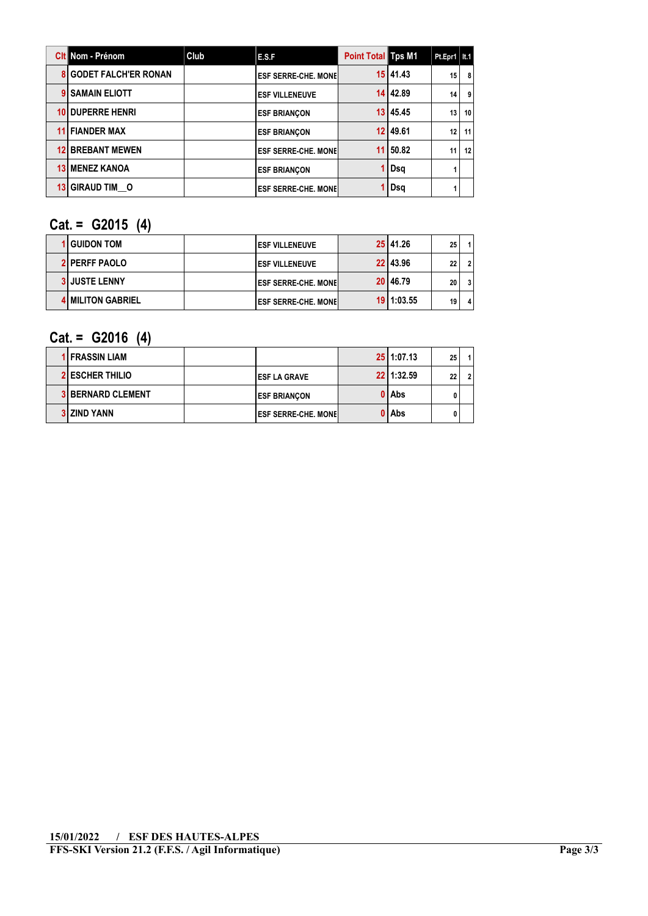| Clt | Nom - Prénom | Club | E.S.F | Point Total | Tps M1 | Pt.Epr1 | It.1 |
|---|---|---|---|---|---|---|---|
| 8 | GODET FALCH'ER RONAN | | ESF SERRE-CHE. MONE | 15 | 41.43 | 15 | 8 |
| 9 | SAMAIN ELIOTT | | ESF VILLENEUVE | 14 | 42.89 | 14 | 9 |
| 10 | DUPERRE HENRI | | ESF BRIANÇON | 13 | 45.45 | 13 | 10 |
| 11 | FIANDER MAX | | ESF BRIANÇON | 12 | 49.61 | 12 | 11 |
| 12 | BREBANT MEWEN | | ESF SERRE-CHE. MONE | 11 | 50.82 | 11 | 12 |
| 13 | MENEZ KANOA | | ESF BRIANÇON | 1 | Dsq | 1 | |
| 13 | GIRAUD TIM__O | | ESF SERRE-CHE. MONE | 1 | Dsq | 1 | |

## Cat. = G2015 (4)

| Clt | Nom - Prénom | Club | E.S.F | Point Total | Tps M1 | Pt.Epr1 | It.1 |
|---|---|---|---|---|---|---|---|
| 1 | GUIDON TOM | | ESF VILLENEUVE | 25 | 41.26 | 25 | 1 |
| 2 | PERFF PAOLO | | ESF VILLENEUVE | 22 | 43.96 | 22 | 2 |
| 3 | JUSTE LENNY | | ESF SERRE-CHE. MONE | 20 | 46.79 | 20 | 3 |
| 4 | MILITON GABRIEL | | ESF SERRE-CHE. MONE | 19 | 1:03.55 | 19 | 4 |

## Cat. = G2016 (4)

| Clt | Nom - Prénom | Club | E.S.F | Point Total | Tps M1 | Pt.Epr1 | It.1 |
|---|---|---|---|---|---|---|---|
| 1 | FRASSIN LIAM | | | 25 | 1:07.13 | 25 | 1 |
| 2 | ESCHER THILIO | | ESF LA GRAVE | 22 | 1:32.59 | 22 | 2 |
| 3 | BERNARD CLEMENT | | ESF BRIANÇON | 0 | Abs | 0 | |
| 3 | ZIND YANN | | ESF SERRE-CHE. MONE | 0 | Abs | 0 | |

**15/01/2022 / ESF DES HAUTES-ALPES**

**FFS-SKI Version 21.2 (F.F.S. / Agil Informatique)**